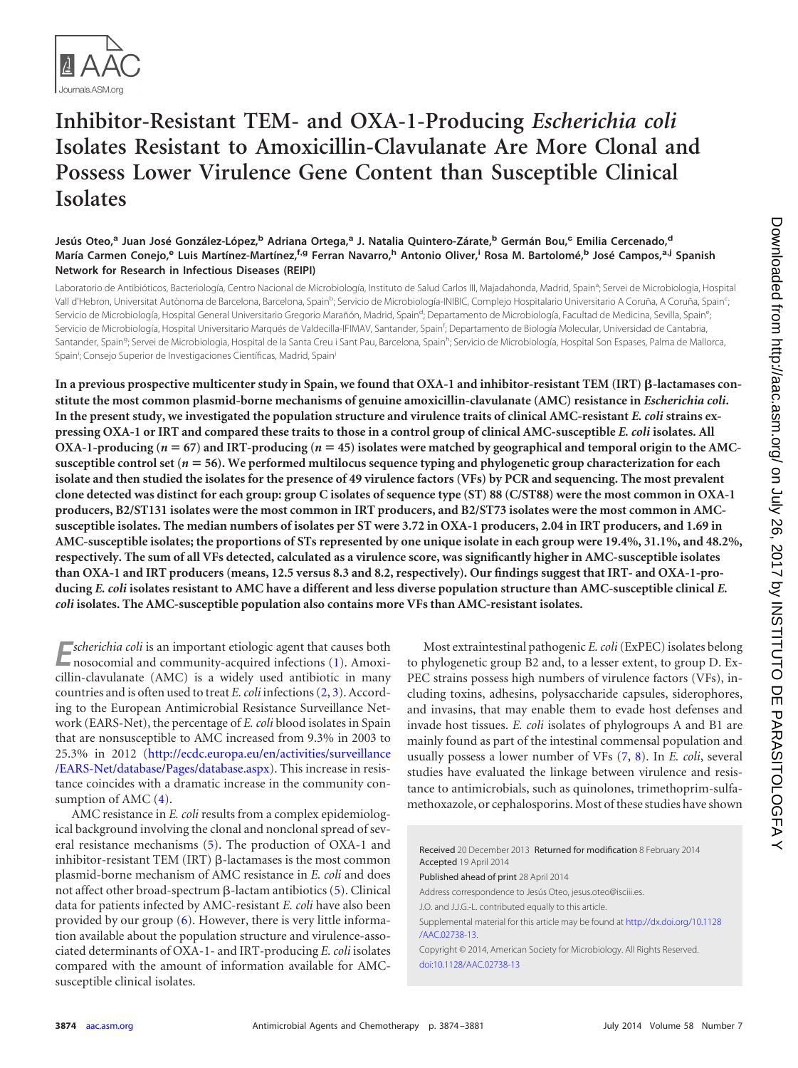# Inhibitor-Resistant TEM- and OXA-1-Producing *Escherichia coli* Isolates Resistant to Amoxicillin-Clavulanate Are More Clonal and Possess Lower Virulence Gene Content than Susceptible Clinical Isolates

**Jesús Oteo,[a] Juan José González-López,[b] Adriana Ortega,[a] J. Natalia Quintero-Zárate,[b] Germán Bou,[c] Emilia Cercenado,[d] María Carmen Conejo,[e] Luis Martínez-Martínez,[f,g] Ferran Navarro,[h] Antonio Oliver,[i] Rosa M. Bartolomé,[b] José Campos,[a,j] Spanish Network for Research in Infectious Diseases (REIPI)**

Laboratorio de Antibióticos, Bacteriología, Centro Nacional de Microbiología, Instituto de Salud Carlos III, Majadahonda, Madrid, Spain[a]; Servei de Microbiologia, Hospital Vall d'Hebron, Universitat Autònoma de Barcelona, Barcelona, Spain[b]; Servicio de Microbiología-INIBIC, Complejo Hospitalario Universitario A Coruña, A Coruña, Spain[c]; Servicio de Microbiología, Hospital General Universitario Gregorio Marañón, Madrid, Spain[d]; Departamento de Microbiología, Facultad de Medicina, Sevilla, Spain[e]; Servicio de Microbiología, Hospital Universitario Marqués de Valdecilla-IFIMAV, Santander, Spain[f]; Departamento de Biología Molecular, Universidad de Cantabria, Santander, Spain[g]; Servei de Microbiologia, Hospital de la Santa Creu i Sant Pau, Barcelona, Spain[h]; Servicio de Microbiología, Hospital Son Espases, Palma de Mallorca, Spain[i]; Consejo Superior de Investigaciones Científicas, Madrid, Spain[j]

**In a previous prospective multicenter study in Spain, we found that OXA-1 and inhibitor-resistant TEM (IRT) β-lactamases constitute the most common plasmid-borne mechanisms of genuine amoxicillin-clavulanate (AMC) resistance in *Escherichia coli*. In the present study, we investigated the population structure and virulence traits of clinical AMC-resistant *E. coli* strains expressing OXA-1 or IRT and compared these traits to those in a control group of clinical AMC-susceptible *E. coli* isolates. All OXA-1-producing ($n = 67$) and IRT-producing ($n = 45$) isolates were matched by geographical and temporal origin to the AMC-susceptible control set ($n = 56$). We performed multilocus sequence typing and phylogenetic group characterization for each isolate and then studied the isolates for the presence of 49 virulence factors (VFs) by PCR and sequencing. The most prevalent clone detected was distinct for each group: group C isolates of sequence type (ST) 88 (C/ST88) were the most common in OXA-1 producers, B2/ST131 isolates were the most common in IRT producers, and B2/ST73 isolates were the most common in AMC-susceptible isolates. The median numbers of isolates per ST were 3.72 in OXA-1 producers, 2.04 in IRT producers, and 1.69 in AMC-susceptible isolates; the proportions of STs represented by one unique isolate in each group were 19.4%, 31.1%, and 48.2%, respectively. The sum of all VFs detected, calculated as a virulence score, was significantly higher in AMC-susceptible isolates than OXA-1 and IRT producers (means, 12.5 versus 8.3 and 8.2, respectively). Our findings suggest that IRT- and OXA-1-producing *E. coli* isolates resistant to AMC have a different and less diverse population structure than AMC-susceptible clinical *E. coli* isolates. The AMC-susceptible population also contains more VFs than AMC-resistant isolates.**

*Escherichia coli* is an important etiologic agent that causes both nosocomial and community-acquired infections (1). Amoxicillin-clavulanate (AMC) is a widely used antibiotic in many countries and is often used to treat *E. coli* infections (2, 3). According to the European Antimicrobial Resistance Surveillance Network (EARS-Net), the percentage of *E. coli* blood isolates in Spain that are nonsusceptible to AMC increased from 9.3% in 2003 to 25.3% in 2012 (http://ecdc.europa.eu/en/activities/surveillance/EARS-Net/database/Pages/database.aspx). This increase in resistance coincides with a dramatic increase in the community consumption of AMC (4).

AMC resistance in *E. coli* results from a complex epidemiological background involving the clonal and nonclonal spread of several resistance mechanisms (5). The production of OXA-1 and inhibitor-resistant TEM (IRT) β-lactamases is the most common plasmid-borne mechanism of AMC resistance in *E. coli* and does not affect other broad-spectrum β-lactam antibiotics (5). Clinical data for patients infected by AMC-resistant *E. coli* have also been provided by our group (6). However, there is very little information available about the population structure and virulence-associated determinants of OXA-1- and IRT-producing *E. coli* isolates compared with the amount of information available for AMC-susceptible clinical isolates.

Most extraintestinal pathogenic *E. coli* (ExPEC) isolates belong to phylogenetic group B2 and, to a lesser extent, to group D. ExPEC strains possess high numbers of virulence factors (VFs), including toxins, adhesins, polysaccharide capsules, siderophores, and invasins, that may enable them to evade host defenses and invade host tissues. *E. coli* isolates of phylogroups A and B1 are mainly found as part of the intestinal commensal population and usually possess a lower number of VFs (7, 8). In *E. coli*, several studies have evaluated the linkage between virulence and resistance to antimicrobials, such as quinolones, trimethoprim-sulfamethoxazole, or cephalosporins. Most of these studies have shown

Received 20 December 2013 Returned for modification 8 February 2014 Accepted 19 April 2014

Published ahead of print 28 April 2014

Address correspondence to Jesús Oteo, jesus.oteo@isciii.es.

J.O. and J.J.G.-L. contributed equally to this article.

Supplemental material for this article may be found at http://dx.doi.org/10.1128/AAC.02738-13.

Copyright © 2014, American Society for Microbiology. All Rights Reserved.

doi:10.1128/AAC.02738-13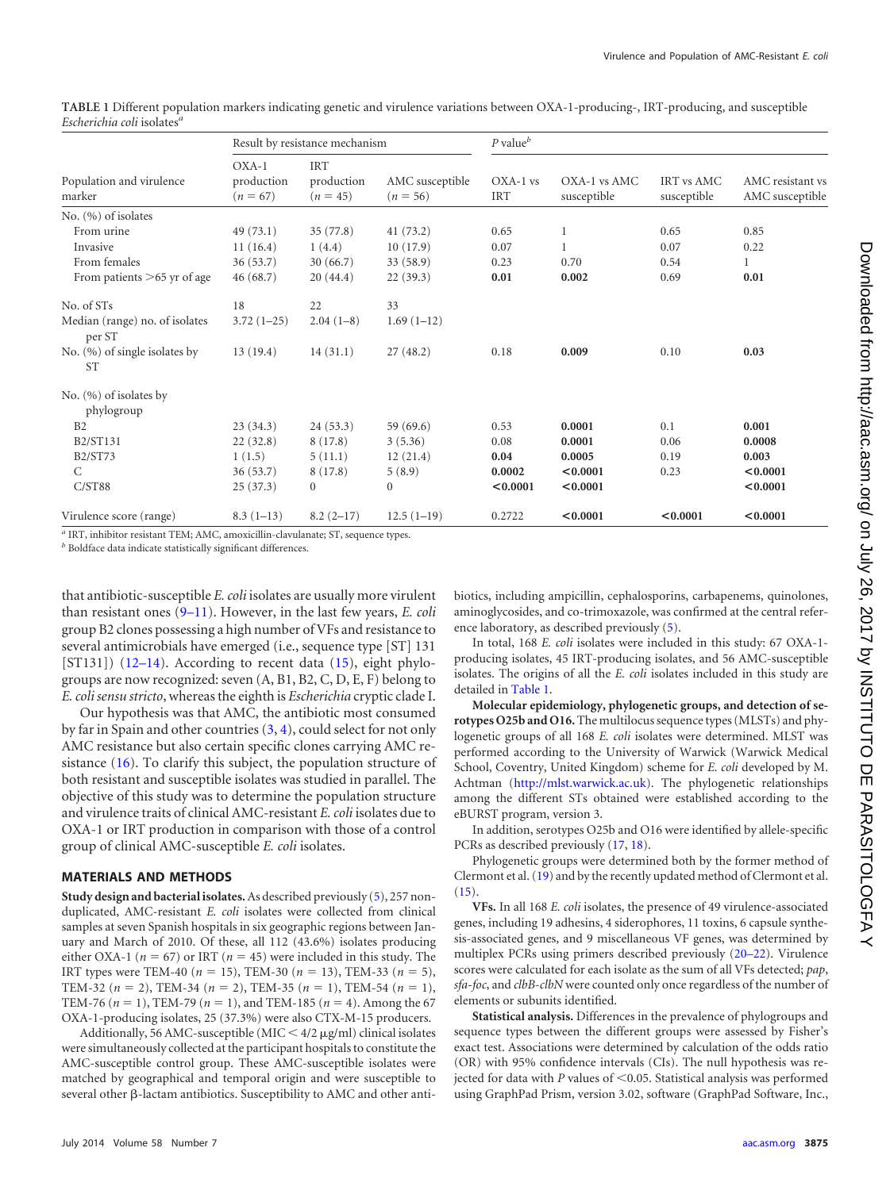**TABLE 1** Different population markers indicating genetic and virulence variations between OXA-1-producing-, IRT-producing, and susceptible *Escherichia coli* isolates[a]

| Population and virulence marker | Result by resistance mechanism | | | *P* value[b] | | | |
|---|---|---|---|---|---|---|---|
| | OXA-1 production ($n = 67$) | IRT production ($n = 45$) | AMC susceptible ($n = 56$) | OXA-1 vs IRT | OXA-1 vs AMC susceptible | IRT vs AMC susceptible | AMC resistant vs AMC susceptible |
| No. (%) of isolates | | | | | | | |
| From urine | 49 (73.1) | 35 (77.8) | 41 (73.2) | 0.65 | 1 | 0.65 | 0.85 |
| Invasive | 11 (16.4) | 1 (4.4) | 10 (17.9) | 0.07 | 1 | 0.07 | 0.22 |
| From females | 36 (53.7) | 30 (66.7) | 33 (58.9) | 0.23 | 0.70 | 0.54 | 1 |
| From patients >65 yr of age | 46 (68.7) | 20 (44.4) | 22 (39.3) | **0.01** | **0.002** | 0.69 | **0.01** |
| No. of STs | 18 | 22 | 33 | | | | |
| Median (range) no. of isolates per ST | 3.72 (1–25) | 2.04 (1–8) | 1.69 (1–12) | | | | |
| No. (%) of single isolates by ST | 13 (19.4) | 14 (31.1) | 27 (48.2) | 0.18 | **0.009** | 0.10 | **0.03** |
| No. (%) of isolates by phylogroup | | | | | | | |
| B2 | 23 (34.3) | 24 (53.3) | 59 (69.6) | 0.53 | **0.0001** | 0.1 | **0.001** |
| B2/ST131 | 22 (32.8) | 8 (17.8) | 3 (5.36) | 0.08 | **0.0001** | 0.06 | **0.0008** |
| B2/ST73 | 1 (1.5) | 5 (11.1) | 12 (21.4) | **0.04** | **0.0005** | 0.19 | **0.003** |
| C | 36 (53.7) | 8 (17.8) | 5 (8.9) | **0.0002** | **<0.0001** | 0.23 | **<0.0001** |
| C/ST88 | 25 (37.3) | 0 | 0 | **<0.0001** | **<0.0001** | | **<0.0001** |
| Virulence score (range) | 8.3 (1–13) | 8.2 (2–17) | 12.5 (1–19) | 0.2722 | **<0.0001** | **<0.0001** | **<0.0001** |

[a] IRT, inhibitor resistant TEM; AMC, amoxicillin-clavulanate; ST, sequence types.
[b] Boldface data indicate statistically significant differences.

that antibiotic-susceptible *E. coli* isolates are usually more virulent than resistant ones (9–11). However, in the last few years, *E. coli* group B2 clones possessing a high number of VFs and resistance to several antimicrobials have emerged (i.e., sequence type [ST] 131 [ST131]) (12–14). According to recent data (15), eight phylogroups are now recognized: seven (A, B1, B2, C, D, E, F) belong to *E. coli sensu stricto*, whereas the eighth is *Escherichia* cryptic clade I.

Our hypothesis was that AMC, the antibiotic most consumed by far in Spain and other countries (3, 4), could select for not only AMC resistance but also certain specific clones carrying AMC resistance (16). To clarify this subject, the population structure of both resistant and susceptible isolates was studied in parallel. The objective of this study was to determine the population structure and virulence traits of clinical AMC-resistant *E. coli* isolates due to OXA-1 or IRT production in comparison with those of a control group of clinical AMC-susceptible *E. coli* isolates.

## MATERIALS AND METHODS

**Study design and bacterial isolates.** As described previously (5), 257 nonduplicated, AMC-resistant *E. coli* isolates were collected from clinical samples at seven Spanish hospitals in six geographic regions between January and March of 2010. Of these, all 112 (43.6%) isolates producing either OXA-1 ($n = 67$) or IRT ($n = 45$) were included in this study. The IRT types were TEM-40 ($n = 15$), TEM-30 ($n = 13$), TEM-33 ($n = 5$), TEM-32 ($n = 2$), TEM-34 ($n = 2$), TEM-35 ($n = 1$), TEM-54 ($n = 1$), TEM-76 ($n = 1$), TEM-79 ($n = 1$), and TEM-185 ($n = 4$). Among the 67 OXA-1-producing isolates, 25 (37.3%) were also CTX-M-15 producers.

Additionally, 56 AMC-susceptible (MIC < 4/2 μg/ml) clinical isolates were simultaneously collected at the participant hospitals to constitute the AMC-susceptible control group. These AMC-susceptible isolates were matched by geographical and temporal origin and were susceptible to several other β-lactam antibiotics. Susceptibility to AMC and other antibiotics, including ampicillin, cephalosporins, carbapenems, quinolones, aminoglycosides, and co-trimoxazole, was confirmed at the central reference laboratory, as described previously (5).

In total, 168 *E. coli* isolates were included in this study: 67 OXA-1-producing isolates, 45 IRT-producing isolates, and 56 AMC-susceptible isolates. The origins of all the *E. coli* isolates included in this study are detailed in Table 1.

**Molecular epidemiology, phylogenetic groups, and detection of serotypes O25b and O16.** The multilocus sequence types (MLSTs) and phylogenetic groups of all 168 *E. coli* isolates were determined. MLST was performed according to the University of Warwick (Warwick Medical School, Coventry, United Kingdom) scheme for *E. coli* developed by M. Achtman (http://mlst.warwick.ac.uk). The phylogenetic relationships among the different STs obtained were established according to the eBURST program, version 3.

In addition, serotypes O25b and O16 were identified by allele-specific PCRs as described previously (17, 18).

Phylogenetic groups were determined both by the former method of Clermont et al. (19) and by the recently updated method of Clermont et al. (15).

**VFs.** In all 168 *E. coli* isolates, the presence of 49 virulence-associated genes, including 19 adhesins, 4 siderophores, 11 toxins, 6 capsule synthesis-associated genes, and 9 miscellaneous VF genes, was determined by multiplex PCRs using primers described previously (20–22). Virulence scores were calculated for each isolate as the sum of all VFs detected; *pap*, *sfa-foc*, and *clbB-clbN* were counted only once regardless of the number of elements or subunits identified.

**Statistical analysis.** Differences in the prevalence of phylogroups and sequence types between the different groups were assessed by Fisher's exact test. Associations were determined by calculation of the odds ratio (OR) with 95% confidence intervals (CIs). The null hypothesis was rejected for data with *P* values of <0.05. Statistical analysis was performed using GraphPad Prism, version 3.02, software (GraphPad Software, Inc.,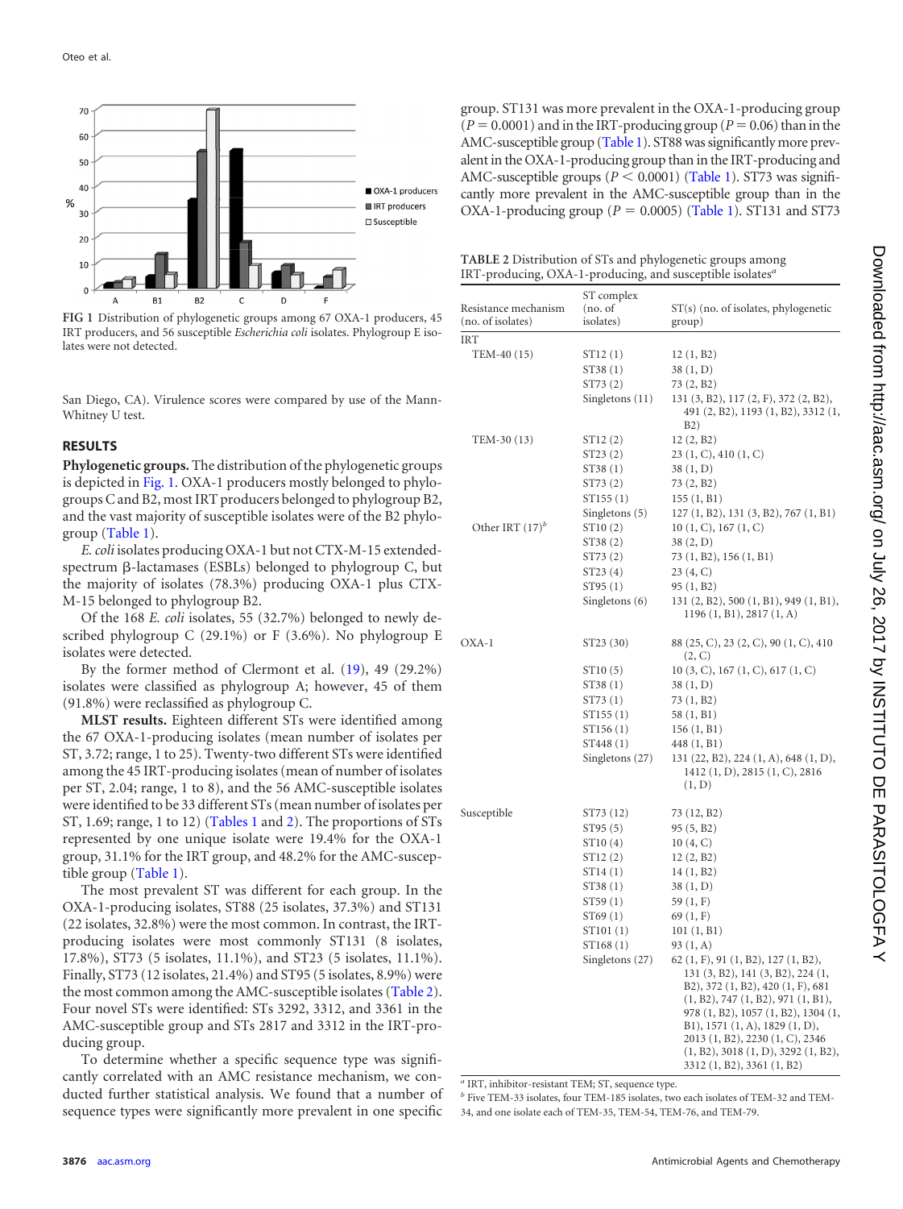FIG 1 Distribution of phylogenetic groups among 67 OXA-1 producers, 45 IRT producers, and 56 susceptible *Escherichia coli* isolates. Phylogroup E isolates were not detected.

San Diego, CA). Virulence scores were compared by use of the Mann-Whitney U test.

## RESULTS

**Phylogenetic groups.** The distribution of the phylogenetic groups is depicted in Fig. 1. OXA-1 producers mostly belonged to phylogroups C and B2, most IRT producers belonged to phylogroup B2, and the vast majority of susceptible isolates were of the B2 phylogroup (Table 1).

*E. coli* isolates producing OXA-1 but not CTX-M-15 extended-spectrum β-lactamases (ESBLs) belonged to phylogroup C, but the majority of isolates (78.3%) producing OXA-1 plus CTX-M-15 belonged to phylogroup B2.

Of the 168 *E. coli* isolates, 55 (32.7%) belonged to newly described phylogroup C (29.1%) or F (3.6%). No phylogroup E isolates were detected.

By the former method of Clermont et al. (19), 49 (29.2%) isolates were classified as phylogroup A; however, 45 of them (91.8%) were reclassified as phylogroup C.

**MLST results.** Eighteen different STs were identified among the 67 OXA-1-producing isolates (mean number of isolates per ST, 3.72; range, 1 to 25). Twenty-two different STs were identified among the 45 IRT-producing isolates (mean of number of isolates per ST, 2.04; range, 1 to 8), and the 56 AMC-susceptible isolates were identified to be 33 different STs (mean number of isolates per ST, 1.69; range, 1 to 12) (Tables 1 and 2). The proportions of STs represented by one unique isolate were 19.4% for the OXA-1 group, 31.1% for the IRT group, and 48.2% for the AMC-susceptible group (Table 1).

The most prevalent ST was different for each group. In the OXA-1-producing isolates, ST88 (25 isolates, 37.3%) and ST131 (22 isolates, 32.8%) were the most common. In contrast, the IRT-producing isolates were most commonly ST131 (8 isolates, 17.8%), ST73 (5 isolates, 11.1%), and ST23 (5 isolates, 11.1%). Finally, ST73 (12 isolates, 21.4%) and ST95 (5 isolates, 8.9%) were the most common among the AMC-susceptible isolates (Table 2). Four novel STs were identified: STs 3292, 3312, and 3361 in the AMC-susceptible group and STs 2817 and 3312 in the IRT-producing group.

To determine whether a specific sequence type was significantly correlated with an AMC resistance mechanism, we conducted further statistical analysis. We found that a number of sequence types were significantly more prevalent in one specific group. ST131 was more prevalent in the OXA-1-producing group ($P = 0.0001$) and in the IRT-producing group ($P = 0.06$) than in the AMC-susceptible group (Table 1). ST88 was significantly more prevalent in the OXA-1-producing group than in the IRT-producing and AMC-susceptible groups ($P < 0.0001$) (Table 1). ST73 was significantly more prevalent in the AMC-susceptible group than in the OXA-1-producing group ($P = 0.0005$) (Table 1). ST131 and ST73

**TABLE 2** Distribution of STs and phylogenetic groups among IRT-producing, OXA-1-producing, and susceptible isolates[a]

| Resistance mechanism (no. of isolates) | ST complex (no. of isolates) | ST(s) (no. of isolates, phylogenetic group) |
|---|---|---|
| IRT | | |
| TEM-40 (15) | ST12 (1) | 12 (1, B2) |
| | ST38 (1) | 38 (1, D) |
| | ST73 (2) | 73 (2, B2) |
| | Singletons (11) | 131 (3, B2), 117 (2, F), 372 (2, B2), 491 (2, B2), 1193 (1, B2), 3312 (1, B2) |
| TEM-30 (13) | ST12 (2) | 12 (2, B2) |
| | ST23 (2) | 23 (1, C), 410 (1, C) |
| | ST38 (1) | 38 (1, D) |
| | ST73 (2) | 73 (2, B2) |
| | ST155 (1) | 155 (1, B1) |
| | Singletons (5) | 127 (1, B2), 131 (3, B2), 767 (1, B1) |
| Other IRT (17)[b] | ST10 (2) | 10 (1, C), 167 (1, C) |
| | ST38 (2) | 38 (2, D) |
| | ST73 (2) | 73 (1, B2), 156 (1, B1) |
| | ST23 (4) | 23 (4, C) |
| | ST95 (1) | 95 (1, B2) |
| | Singletons (6) | 131 (2, B2), 500 (1, B1), 949 (1, B1), 1196 (1, B1), 2817 (1, A) |
| OXA-1 | ST23 (30) | 88 (25, C), 23 (2, C), 90 (1, C), 410 (2, C) |
| | ST10 (5) | 10 (3, C), 167 (1, C), 617 (1, C) |
| | ST38 (1) | 38 (1, D) |
| | ST73 (1) | 73 (1, B2) |
| | ST155 (1) | 58 (1, B1) |
| | ST156 (1) | 156 (1, B1) |
| | ST448 (1) | 448 (1, B1) |
| | Singletons (27) | 131 (22, B2), 224 (1, A), 648 (1, D), 1412 (1, D), 2815 (1, C), 2816 (1, D) |
| Susceptible | ST73 (12) | 73 (12, B2) |
| | ST95 (5) | 95 (5, B2) |
| | ST10 (4) | 10 (4, C) |
| | ST12 (2) | 12 (2, B2) |
| | ST14 (1) | 14 (1, B2) |
| | ST38 (1) | 38 (1, D) |
| | ST59 (1) | 59 (1, F) |
| | ST69 (1) | 69 (1, F) |
| | ST101 (1) | 101 (1, B1) |
| | ST168 (1) | 93 (1, A) |
| | Singletons (27) | 62 (1, F), 91 (1, B2), 127 (1, B2), 131 (3, B2), 141 (3, B2), 224 (1, B2), 372 (1, B2), 420 (1, F), 681 (1, B2), 747 (1, B2), 971 (1, B1), 978 (1, B2), 1057 (1, B2), 1304 (1, B1), 1571 (1, A), 1829 (1, D), 2013 (1, B2), 2230 (1, C), 2346 (1, B2), 3018 (1, D), 3292 (1, B2), 3312 (1, B2), 3361 (1, B2) |

[a] IRT, inhibitor-resistant TEM; ST, sequence type.

[b] Five TEM-33 isolates, four TEM-185 isolates, two each isolates of TEM-32 and TEM-34, and one isolate each of TEM-35, TEM-54, TEM-76, and TEM-79.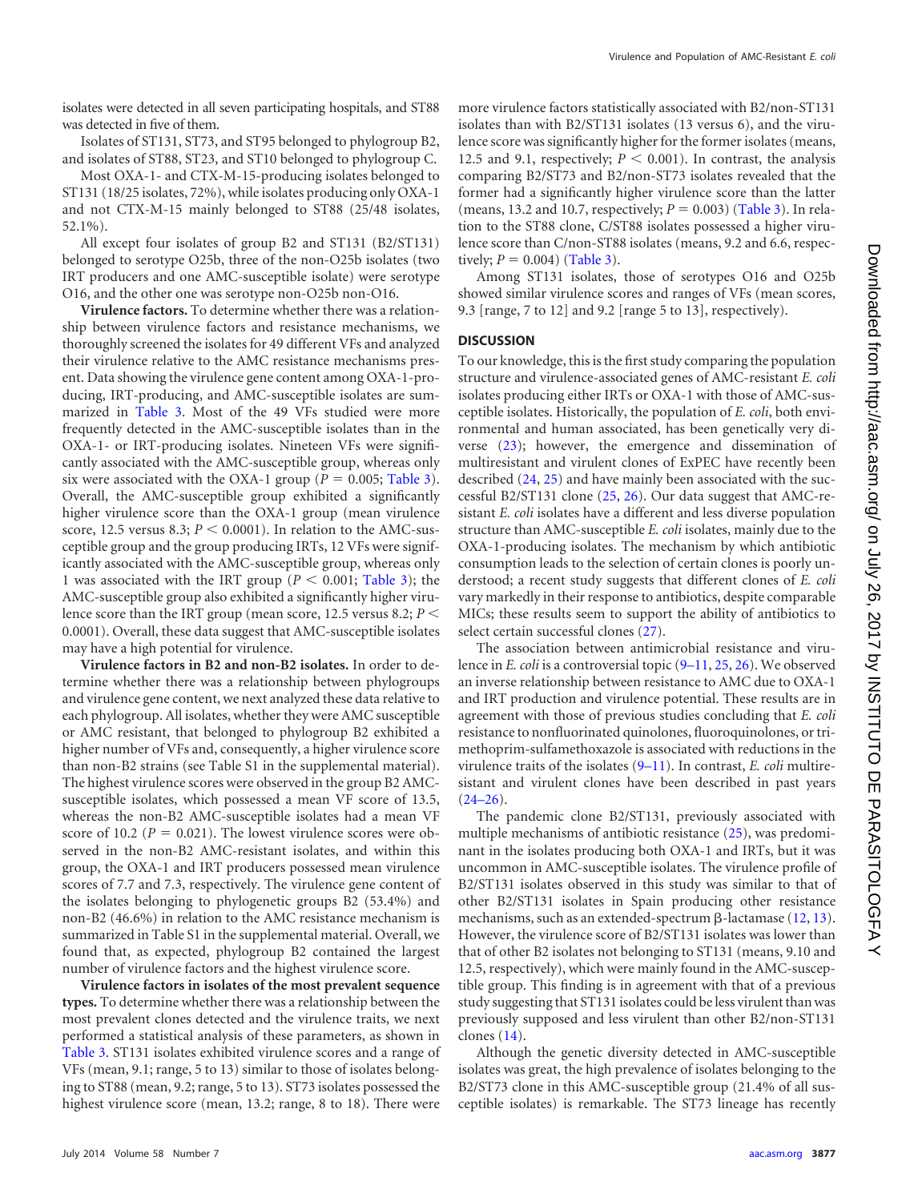isolates were detected in all seven participating hospitals, and ST88 was detected in five of them.

Isolates of ST131, ST73, and ST95 belonged to phylogroup B2, and isolates of ST88, ST23, and ST10 belonged to phylogroup C.

Most OXA-1- and CTX-M-15-producing isolates belonged to ST131 (18/25 isolates, 72%), while isolates producing only OXA-1 and not CTX-M-15 mainly belonged to ST88 (25/48 isolates, 52.1%).

All except four isolates of group B2 and ST131 (B2/ST131) belonged to serotype O25b, three of the non-O25b isolates (two IRT producers and one AMC-susceptible isolate) were serotype O16, and the other one was serotype non-O25b non-O16.

**Virulence factors.** To determine whether there was a relationship between virulence factors and resistance mechanisms, we thoroughly screened the isolates for 49 different VFs and analyzed their virulence relative to the AMC resistance mechanisms present. Data showing the virulence gene content among OXA-1-producing, IRT-producing, and AMC-susceptible isolates are summarized in Table 3. Most of the 49 VFs studied were more frequently detected in the AMC-susceptible isolates than in the OXA-1- or IRT-producing isolates. Nineteen VFs were significantly associated with the AMC-susceptible group, whereas only six were associated with the OXA-1 group ($P = 0.005$; Table 3). Overall, the AMC-susceptible group exhibited a significantly higher virulence score than the OXA-1 group (mean virulence score, 12.5 versus 8.3; $P < 0.0001$). In relation to the AMC-susceptible group and the group producing IRTs, 12 VFs were significantly associated with the AMC-susceptible group, whereas only 1 was associated with the IRT group ($P < 0.001$; Table 3); the AMC-susceptible group also exhibited a significantly higher virulence score than the IRT group (mean score, 12.5 versus 8.2; $P < 0.0001$). Overall, these data suggest that AMC-susceptible isolates may have a high potential for virulence.

**Virulence factors in B2 and non-B2 isolates.** In order to determine whether there was a relationship between phylogroups and virulence gene content, we next analyzed these data relative to each phylogroup. All isolates, whether they were AMC susceptible or AMC resistant, that belonged to phylogroup B2 exhibited a higher number of VFs and, consequently, a higher virulence score than non-B2 strains (see Table S1 in the supplemental material). The highest virulence scores were observed in the group B2 AMC-susceptible isolates, which possessed a mean VF score of 13.5, whereas the non-B2 AMC-susceptible isolates had a mean VF score of 10.2 ($P = 0.021$). The lowest virulence scores were observed in the non-B2 AMC-resistant isolates, and within this group, the OXA-1 and IRT producers possessed mean virulence scores of 7.7 and 7.3, respectively. The virulence gene content of the isolates belonging to phylogenetic groups B2 (53.4%) and non-B2 (46.6%) in relation to the AMC resistance mechanism is summarized in Table S1 in the supplemental material. Overall, we found that, as expected, phylogroup B2 contained the largest number of virulence factors and the highest virulence score.

**Virulence factors in isolates of the most prevalent sequence types.** To determine whether there was a relationship between the most prevalent clones detected and the virulence traits, we next performed a statistical analysis of these parameters, as shown in Table 3. ST131 isolates exhibited virulence scores and a range of VFs (mean, 9.1; range, 5 to 13) similar to those of isolates belonging to ST88 (mean, 9.2; range, 5 to 13). ST73 isolates possessed the highest virulence score (mean, 13.2; range, 8 to 18). There were more virulence factors statistically associated with B2/non-ST131 isolates than with B2/ST131 isolates (13 versus 6), and the virulence score was significantly higher for the former isolates (means, 12.5 and 9.1, respectively; $P < 0.001$). In contrast, the analysis comparing B2/ST73 and B2/non-ST73 isolates revealed that the former had a significantly higher virulence score than the latter (means, 13.2 and 10.7, respectively; $P = 0.003$) (Table 3). In relation to the ST88 clone, C/ST88 isolates possessed a higher virulence score than C/non-ST88 isolates (means, 9.2 and 6.6, respectively; $P = 0.004$) (Table 3).

Among ST131 isolates, those of serotypes O16 and O25b showed similar virulence scores and ranges of VFs (mean scores, 9.3 [range, 7 to 12] and 9.2 [range 5 to 13], respectively).

## DISCUSSION

To our knowledge, this is the first study comparing the population structure and virulence-associated genes of AMC-resistant *E. coli* isolates producing either IRTs or OXA-1 with those of AMC-susceptible isolates. Historically, the population of *E. coli*, both environmental and human associated, has been genetically very diverse (23); however, the emergence and dissemination of multiresistant and virulent clones of ExPEC have recently been described (24, 25) and have mainly been associated with the successful B2/ST131 clone (25, 26). Our data suggest that AMC-resistant *E. coli* isolates have a different and less diverse population structure than AMC-susceptible *E. coli* isolates, mainly due to the OXA-1-producing isolates. The mechanism by which antibiotic consumption leads to the selection of certain clones is poorly understood; a recent study suggests that different clones of *E. coli* vary markedly in their response to antibiotics, despite comparable MICs; these results seem to support the ability of antibiotics to select certain successful clones (27).

The association between antimicrobial resistance and virulence in *E. coli* is a controversial topic (9–11, 25, 26). We observed an inverse relationship between resistance to AMC due to OXA-1 and IRT production and virulence potential. These results are in agreement with those of previous studies concluding that *E. coli* resistance to nonfluorinated quinolones, fluoroquinolones, or trimethoprim-sulfamethoxazole is associated with reductions in the virulence traits of the isolates (9–11). In contrast, *E. coli* multiresistant and virulent clones have been described in past years (24–26).

The pandemic clone B2/ST131, previously associated with multiple mechanisms of antibiotic resistance (25), was predominant in the isolates producing both OXA-1 and IRTs, but it was uncommon in AMC-susceptible isolates. The virulence profile of B2/ST131 isolates observed in this study was similar to that of other B2/ST131 isolates in Spain producing other resistance mechanisms, such as an extended-spectrum β-lactamase (12, 13). However, the virulence score of B2/ST131 isolates was lower than that of other B2 isolates not belonging to ST131 (means, 9.10 and 12.5, respectively), which were mainly found in the AMC-susceptible group. This finding is in agreement with that of a previous study suggesting that ST131 isolates could be less virulent than was previously supposed and less virulent than other B2/non-ST131 clones (14).

Although the genetic diversity detected in AMC-susceptible isolates was great, the high prevalence of isolates belonging to the B2/ST73 clone in this AMC-susceptible group (21.4% of all susceptible isolates) is remarkable. The ST73 lineage has recently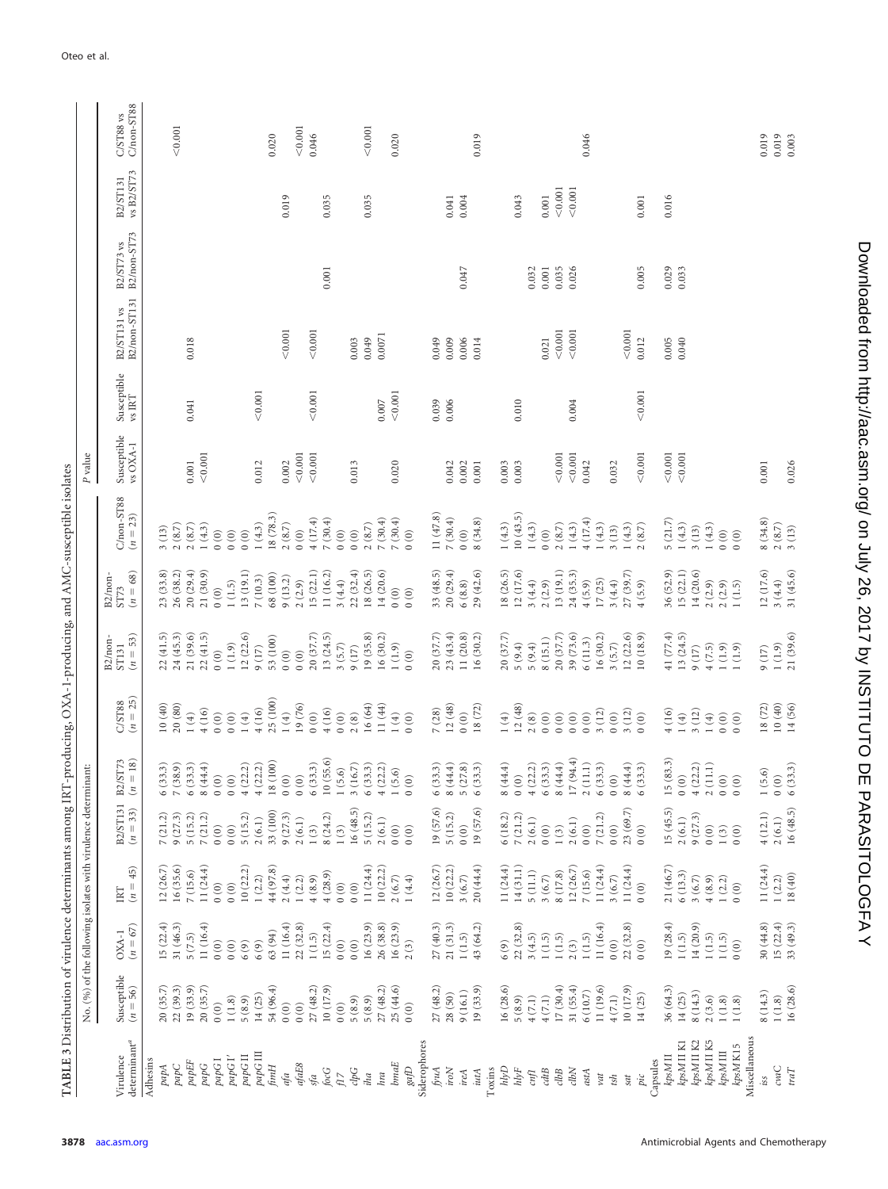TABLE 3 Distribution of virulence determinants among IRT-producing, OXA-1-producing, and AMC-susceptible isolates

| Virulence determinant[a] | No. (%) of the following isolates with virulence determinant: | | | | | | | | | P value | | | | | |
|---|---|---|---|---|---|---|---|---|---|---|---|---|---|---|---|
| | Susceptible (n = 56) | OXA-1 (n = 67) | IRT (n = 45) | B2/ST131 (n = 33) | B2/ST73 (n = 18) | C/ST88 (n = 25) | B2/non-ST131 (n = 53) | B2/non-ST73 (n = 68) | C/non-ST88 (n = 23) | Susceptible vs OXA-1 | Susceptible vs IRT | B2/ST131 vs B2/non-ST131 | B2/ST73 vs B2/non-ST73 | B2/ST131 vs B2/ST73 | C/ST88 vs C/non-ST88 |
| **Adhesins** | | | | | | | | | | | | | | | |
| *papA* | 20 (35.7) | 15 (22.4) | 12 (26.7) | 7 (21.2) | 6 (33.3) | 10 (40) | 22 (41.5) | 23 (33.8) | 3 (13) | | | | | | |
| *papC* | 22 (39.3) | 31 (46.3) | 16 (35.6) | 9 (27.3) | 7 (38.9) | 20 (80) | 24 (45.3) | 26 (38.2) | 2 (8.7) | | | | | | <0.001 |
| *papEF* | 19 (33.9) | 5 (7.5) | 7 (15.6) | 5 (15.2) | 6 (33.3) | 1 (4) | 21 (39.6) | 20 (29.4) | 2 (8.7) | 0.001 | 0.041 | 0.018 | | | |
| *papG* | 20 (35.7) | 11 (16.4) | 11 (24.4) | 7 (21.2) | 8 (44.4) | 4 (16) | 22 (41.5) | 21 (30.9) | 1 (4.3) | <0.001 | | | | | |
| *papG*I | 0 (0) | 0 (0) | 0 (0) | 0 (0) | 0 (0) | 0 (0) | 0 (0) | 0 (0) | 0 (0) | | | | | | |
| *papG*I′ | 1 (1.8) | 0 (0) | 0 (0) | 0 (0) | 0 (0) | 0 (0) | 1 (1.9) | 1 (1.5) | 0 (0) | | | | | | |
| *papG*II | 5 (8.9) | 6 (9) | 10 (22.2) | 5 (15.2) | 4 (22.2) | 1 (4) | 12 (22.6) | 13 (19.1) | 0 (0) | | | | | | |
| *papG*III | 14 (25) | 6 (9) | 1 (2.2) | 2 (6.1) | 4 (22.2) | 4 (16) | 9 (17) | 7 (10.3) | 1 (4.3) | 0.012 | <0.001 | | | | |
| *fimH* | 54 (96.4) | 63 (94) | 44 (97.8) | 33 (100) | 18 (100) | 25 (100) | 53 (100) | 68 (100) | 18 (78.3) | | | | | | 0.020 |
| *afa* | 0 (0) | 11 (16.4) | 2 (4.4) | 9 (27.3) | 0 (0) | 1 (4) | 0 (0) | 9 (13.2) | 2 (8.7) | 0.002 | | <0.001 | | 0.019 | |
| *afaE8* | 0 (0) | 22 (32.8) | 1 (2.2) | 2 (6.1) | 0 (0) | 19 (76) | 0 (0) | 2 (2.9) | 0 (0) | <0.001 | | | | | <0.001 |
| *sfa* | 27 (48.2) | 1 (1.5) | 4 (8.9) | 1 (3) | 6 (33.3) | 0 (0) | 20 (37.7) | 15 (22.1) | 4 (17.4) | <0.001 | <0.001 | <0.001 | | | 0.046 |
| *focG* | 10 (17.9) | 15 (22.4) | 4 (28.9) | 8 (24.2) | 10 (55.6) | 4 (16) | 13 (24.5) | 11 (16.2) | 7 (30.4) | | | | 0.001 | 0.035 | |
| *f17* | 0 (0) | 0 (0) | 0 (0) | 1 (3) | 1 (5.6) | 0 (0) | 3 (5.7) | 3 (4.4) | 0 (0) | | | | | | |
| *clpG* | 5 (8.9) | 0 (0) | 0 (0) | 16 (48.5) | 3 (16.7) | 2 (8) | 9 (17) | 22 (32.4) | 0 (0) | 0.013 | | 0.003 | | | |
| *iha* | 5 (8.9) | 16 (23.9) | 11 (24.4) | 5 (15.2) | 6 (33.3) | 16 (64) | 19 (35.8) | 18 (26.5) | 2 (8.7) | | | 0.049 | | 0.035 | <0.001 |
| *hra* | 27 (48.2) | 26 (38.8) | 10 (22.2) | 2 (6.1) | 4 (22.2) | 11 (44) | 16 (30.2) | 14 (20.6) | 7 (30.4) | | 0.007 | 0.0071 | | | |
| *bmaE* | 25 (44.6) | 16 (23.9) | 2 (6.7) | 0 (0) | 1 (5.6) | 1 (4) | 1 (1.9) | 0 (0) | 7 (30.4) | 0.020 | <0.001 | | | | 0.020 |
| *gafD* | 0 (0) | 2 (3) | 1 (4.4) | 0 (0) | 0 (0) | 0 (0) | 0 (0) | 0 (0) | 0 (0) | | | | | | |
| **Siderophores** | | | | | | | | | | | | | | | |
| *fyuA* | 27 (48.2) | 27 (40.3) | 12 (26.7) | 19 (57.6) | 6 (33.3) | 7 (28) | 20 (37.7) | 33 (48.5) | 11 (47.8) | | 0.039 | 0.049 | | | |
| *iroN* | 28 (50) | 21 (31.3) | 10 (22.2) | 5 (15.2) | 8 (44.4) | 12 (48) | 23 (43.4) | 20 (29.4) | 7 (30.4) | 0.042 | 0.006 | 0.009 | | 0.041 | |
| *ireA* | 9 (16.1) | 1 (1.5) | 3 (6.7) | 0 (0) | 5 (27.8) | 0 (0) | 11 (20.8) | 6 (8.8) | 0 (0) | 0.002 | | 0.006 | 0.047 | 0.004 | |
| *iutA* | 19 (33.9) | 43 (64.2) | 20 (44.4) | 19 (57.6) | 6 (33.3) | 18 (72) | 16 (30.2) | 29 (42.6) | 8 (34.8) | 0.001 | | 0.014 | | | 0.019 |
| **Toxins** | | | | | | | | | | | | | | | |
| *hlyD* | 16 (28.6) | 6 (9) | 11 (24.4) | 6 (18.2) | 8 (44.4) | 1 (4) | 20 (37.7) | 18 (26.5) | 1 (4.3) | 0.003 | | | | | |
| *hlyF* | 5 (8.9) | 22 (32.8) | 14 (31.1) | 7 (21.2) | 0 (0) | 12 (48) | 5 (9.4) | 12 (17.6) | 10 (43.5) | 0.003 | 0.010 | | | 0.043 | |
| *cnf1* | 4 (7.1) | 3 (4.5) | 5 (11.1) | 2 (6.1) | 4 (22.2) | 2 (8) | 5 (9.4) | 3 (4.4) | 1 (4.3) | | | | 0.032 | | |
| *cdtB* | 4 (7.1) | 2 (3) | 3 (6.7) | 0 (0) | 6 (33.3) | 0 (0) | 8 (15.1) | 2 (2.9) | 0 (0) | | | 0.021 | 0.001 | 0.001 | |
| *clbB* | 17 (30.4) | 1 (1.5) | 8 (17.8) | 1 (3) | 8 (44.4) | 0 (0) | 20 (37.7) | 13 (19.1) | 2 (8.7) | <0.001 | | <0.001 | 0.035 | <0.001 | |
| *clbN* | 31 (55.4) | 2 (3) | 12 (26.7) | 2 (6.1) | 17 (94.4) | 0 (0) | 39 (73.6) | 24 (35.3) | 1 (4.3) | <0.001 | 0.004 | <0.001 | 0.026 | <0.001 | |
| *astA* | 6 (10.7) | 1 (1.5) | 7 (15.6) | 0 (0) | 2 (11.1) | 0 (0) | 6 (11.3) | 4 (5.9) | 4 (17.4) | 0.042 | | | | | 0.046 |
| *vat* | 11 (19.6) | 11 (16.4) | 11 (24.4) | 7 (21.2) | 6 (33.3) | 3 (12) | 16 (30.2) | 17 (25) | 1 (4.3) | | | | | | |
| *tsh* | 4 (7.1) | 0 (0) | 3 (6.7) | 0 (0) | 0 (0) | 0 (0) | 3 (5.7) | 3 (4.4) | 3 (13) | 0.032 | | | | | |
| *sat* | 10 (17.9) | 22 (32.8) | 11 (24.4) | 23 (69.7) | 8 (44.4) | 3 (12) | 12 (22.6) | 27 (39.7) | 1 (4.3) | | | <0.001 | | | |
| *pic* | 14 (25) | 0 (0) | 0 (0) | 0 (0) | 6 (33.3) | 0 (0) | 10 (18.9) | 4 (5.9) | 2 (8.7) | <0.001 | <0.001 | 0.012 | 0.005 | 0.001 | |
| **Capsules** | | | | | | | | | | | | | | | |
| *kpsM*II | 36 (64.3) | 19 (28.4) | 21 (46.7) | 15 (45.5) | 15 (83.3) | 4 (16) | 41 (77.4) | 36 (52.9) | 5 (21.7) | <0.001 | | 0.005 | 0.029 | 0.016 | |
| *kpsM*II K1 | 14 (25) | 1 (1.5) | 6 (13.3) | 2 (6.1) | 0 (0) | 1 (4) | 13 (24.5) | 15 (22.1) | 1 (4.3) | <0.001 | | 0.040 | 0.033 | | |
| *kpsM*II K2 | 8 (14.3) | 14 (20.9) | 3 (6.7) | 9 (27.3) | 4 (22.2) | 3 (12) | 9 (17) | 14 (20.6) | 3 (13) | | | | | | |
| *kpsM*II K5 | 2 (3.6) | 1 (1.5) | 4 (8.9) | 0 (0) | 2 (11.1) | 1 (4) | 4 (7.5) | 2 (2.9) | 1 (4.3) | | | | | | |
| *kpsM*III | 1 (1.8) | 1 (1.5) | 1 (2.2) | 1 (3) | 0 (0) | 0 (0) | 1 (1.9) | 2 (2.9) | 0 (0) | | | | | | |
| *kpsM*K15 | 1 (1.8) | 0 (0) | 0 (0) | 0 (0) | 0 (0) | 0 (0) | 1 (1.9) | 1 (1.5) | 0 (0) | | | | | | |
| **Miscellaneous** | | | | | | | | | | | | | | | |
| *iss* | 8 (14.3) | 30 (44.8) | 11 (24.4) | 4 (12.1) | 1 (5.6) | 18 (72) | 9 (17) | 12 (17.6) | 8 (34.8) | 0.001 | | | | | 0.019 |
| *cvaC* | 1 (1.8) | 15 (22.4) | 1 (2.2) | 2 (6.1) | 0 (0) | 10 (40) | 1 (1.9) | 3 (4.4) | 2 (8.7) | | | | | | 0.019 |
| *traT* | 16 (28.6) | 33 (49.3) | 18 (40) | 16 (48.5) | 6 (33.3) | 14 (56) | 21 (39.6) | 31 (45.6) | 3 (13) | 0.026 | | | | | 0.003 |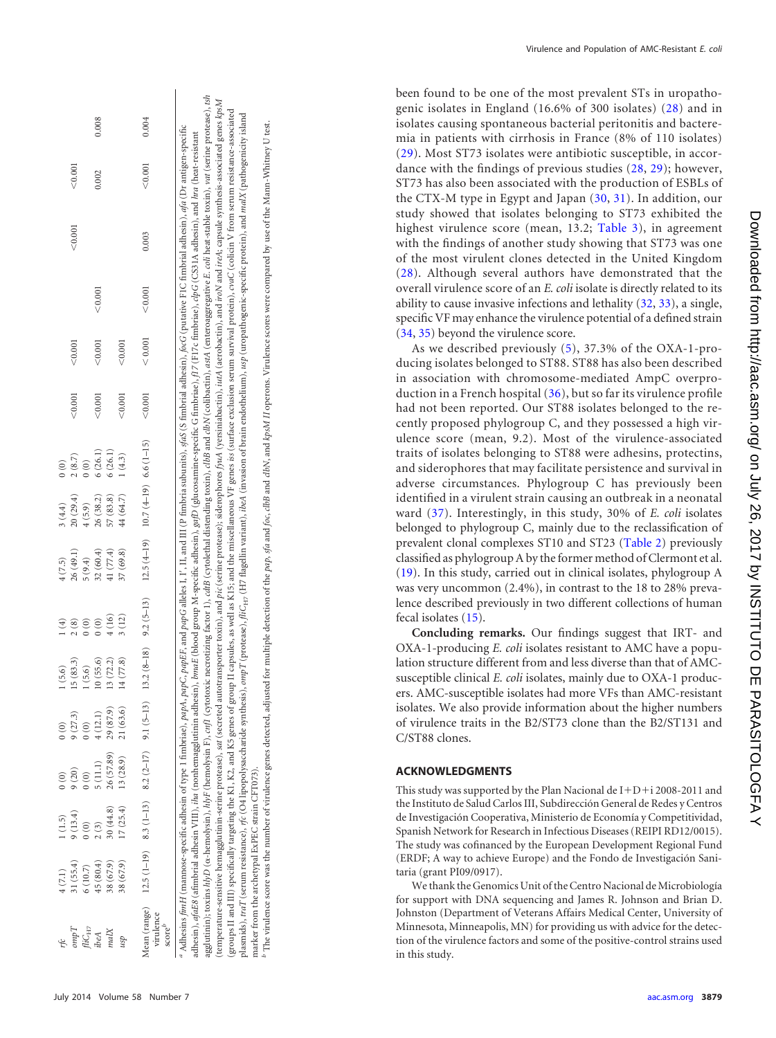| | | | | | | | | | | | | | | |
|---|---|---|---|---|---|---|---|---|---|---|---|---|---|---|
| *rfc* | 4 (7.1) | 1 (1.5) | 0 (0) | 0 (0) | 0 (0) | 1 (5.6) | 1 (4) | 4 (7.5) | 3 (4.4) | 0 (0) | | | | |
| *ompT* | 31 (55.4) | 9 (13.4) | 9 (20) | 9 (27.3) | 9 (27.3) | 15 (83.3) | 2 (8) | 26 (49.1) | 20 (29.4) | 2 (8.7) | <0.001 | <0.001 | <0.001 | <0.001 |
| *fliC*$_{H7}$ | 6 (10.7) | 0 (0) | 0 (0) | 0 (0) | 0 (0) | 1 (5.6) | 0 (0) | 5 (9.4) | 4 (5.9) | 0 (0) | | | | |
| *ibeA* | 45 (80.4) | 2 (3) | 5 (11.1) | 4 (12.1) | 4 (12.1) | 10 (55.6) | 0 (0) | 32 (60.4) | 26 (38.2) | 6 (26.1) | <0.001 | <0.001 | <0.001 | 0.002 | 0.008 |
| *malX* | 38 (67.9) | 30 (44.8) | 26 (57.89) | 29 (87.9) | 29 (87.9) | 13 (72.2) | 4 (16) | 41 (77.4) | 57 (83.8) | 6 (26.1) | <0.001 | <0.001 | | | |
| *usp* | 38 (67.9) | 17 (25.4) | 13 (28.9) | 21 (63.6) | 21 (63.6) | 14 (77.8) | 3 (12) | 37 (69.8) | 44 (64.7) | 1 (4.3) | <0.001 | <0.001 | | | |
| Mean (range) virulence score[b] | 12.5 (1–19) | 8.3 (1–13) | 8.2 (2–17) | 9.1 (5–13) | | 13.2 (8–18) | 9.2 (5–13) | 12.5 (4–19) | 10.7 (4–19) | 6.6 (1–15) | <0.001 | < 0.001 | <0.001 | 0.003 | <0.001 | 0.004 |

[a] Adhesins *fimH* (mannose-specific adhesin of type 1 fimbriae), *papA*, *papC*, *papEF*, and *papG* alleles I, I′, II, and III (P fimbria subunits), *sfaS* (S fimbrial adhesin), *focG* (putative F1C fimbrial adhesin), *afa* (Dr antigen-specific adhesin), *afaE8* (afimbrial adhesin VIII), *iha* (nonhemagglutinin adhesin), *bmaE* (blood group M-specific adhesin), *gafD* (glucosamine-specific G fimbriae), *f17* (F17c fimbriae), *clpG* (CS31A adhesin), and *hra* (heat-resistant agglutinin); toxins *hlyD* (α-hemolysin), *hlyF* (hemolysin F), *cnf1* (cytotoxic necrotizing factor 1), *cdtB* (cytolethal distending toxin), *clbB* and *clbN* (colibactin), *astA* (enteroaggregative *E. coli* heat-stable toxin), *vat* (serine protease), *tsh* (temperature-sensitive hemagglutinin-serine protease), *sat* (secreted autotransporter toxin), and *pic* (serine protease); siderophores *fyuA* (yersiniabactin), *iutA* (aerobactin), and *iroN* and *ireA*; capsule synthesis-associated genes *kpsM* (groups II and III) specifically targeting the K1, K2, and K5 genes of group II capsules, as well as K15; and the miscellaneous VF genes *iss* (surface exclusion serum survival protein), *cvaC* (colicin V from serum resistance-associated plasmids), *traT* (serum resistance), *rfc* (O4 lipopolysaccharide synthesis), *ompT* (protease), *fliC*$_{H7}$ (H7 flagellin variant), *ibeA* (invasion of brain endothelium), *usp* (uropathogenic-specific protein), and *malX* (pathogenicity island marker from the archetypal ExPEC strain CFT073).

[b] The virulence score was the number of virulence genes detected, adjusted for multiple detection of the *pap*, *sfa* and *foc*, *clbB* and *clbN*, and *kpsM II* operons. Virulence scores were compared by use of the Mann-Whitney U test.

been found to be one of the most prevalent STs in uropathogenic isolates in England (16.6% of 300 isolates) (28) and in isolates causing spontaneous bacterial peritonitis and bacteremia in patients with cirrhosis in France (8% of 110 isolates) (29). Most ST73 isolates were antibiotic susceptible, in accordance with the findings of previous studies (28, 29); however, ST73 has also been associated with the production of ESBLs of the CTX-M type in Egypt and Japan (30, 31). In addition, our study showed that isolates belonging to ST73 exhibited the highest virulence score (mean, 13.2; Table 3), in agreement with the findings of another study showing that ST73 was one of the most virulent clones detected in the United Kingdom (28). Although several authors have demonstrated that the overall virulence score of an *E. coli* isolate is directly related to its ability to cause invasive infections and lethality (32, 33), a single, specific VF may enhance the virulence potential of a defined strain (34, 35) beyond the virulence score.

As we described previously (5), 37.3% of the OXA-1-producing isolates belonged to ST88. ST88 has also been described in association with chromosome-mediated AmpC overproduction in a French hospital (36), but so far its virulence profile had not been reported. Our ST88 isolates belonged to the recently proposed phylogroup C, and they possessed a high virulence score (mean, 9.2). Most of the virulence-associated traits of isolates belonging to ST88 were adhesins, protectins, and siderophores that may facilitate persistence and survival in adverse circumstances. Phylogroup C has previously been identified in a virulent strain causing an outbreak in a neonatal ward (37). Interestingly, in this study, 30% of *E. coli* isolates belonged to phylogroup C, mainly due to the reclassification of prevalent clonal complexes ST10 and ST23 (Table 2) previously classified as phylogroup A by the former method of Clermont et al. (19). In this study, carried out in clinical isolates, phylogroup A was very uncommon (2.4%), in contrast to the 18 to 28% prevalence described previously in two different collections of human fecal isolates (15).

**Concluding remarks.** Our findings suggest that IRT- and OXA-1-producing *E. coli* isolates resistant to AMC have a population structure different from and less diverse than that of AMC-susceptible clinical *E. coli* isolates, mainly due to OXA-1 producers. AMC-susceptible isolates had more VFs than AMC-resistant isolates. We also provide information about the higher numbers of virulence traits in the B2/ST73 clone than the B2/ST131 and C/ST88 clones.

## ACKNOWLEDGMENTS

This study was supported by the Plan Nacional de I+D+i 2008-2011 and the Instituto de Salud Carlos III, Subdirección General de Redes y Centros de Investigación Cooperativa, Ministerio de Economía y Competitividad, Spanish Network for Research in Infectious Diseases (REIPI RD12/0015). The study was cofinanced by the European Development Regional Fund (ERDF; A way to achieve Europe) and the Fondo de Investigación Sanitaria (grant PI09/0917).

We thank the Genomics Unit of the Centro Nacional de Microbiología for support with DNA sequencing and James R. Johnson and Brian D. Johnston (Department of Veterans Affairs Medical Center, University of Minnesota, Minneapolis, MN) for providing us with advice for the detection of the virulence factors and some of the positive-control strains used in this study.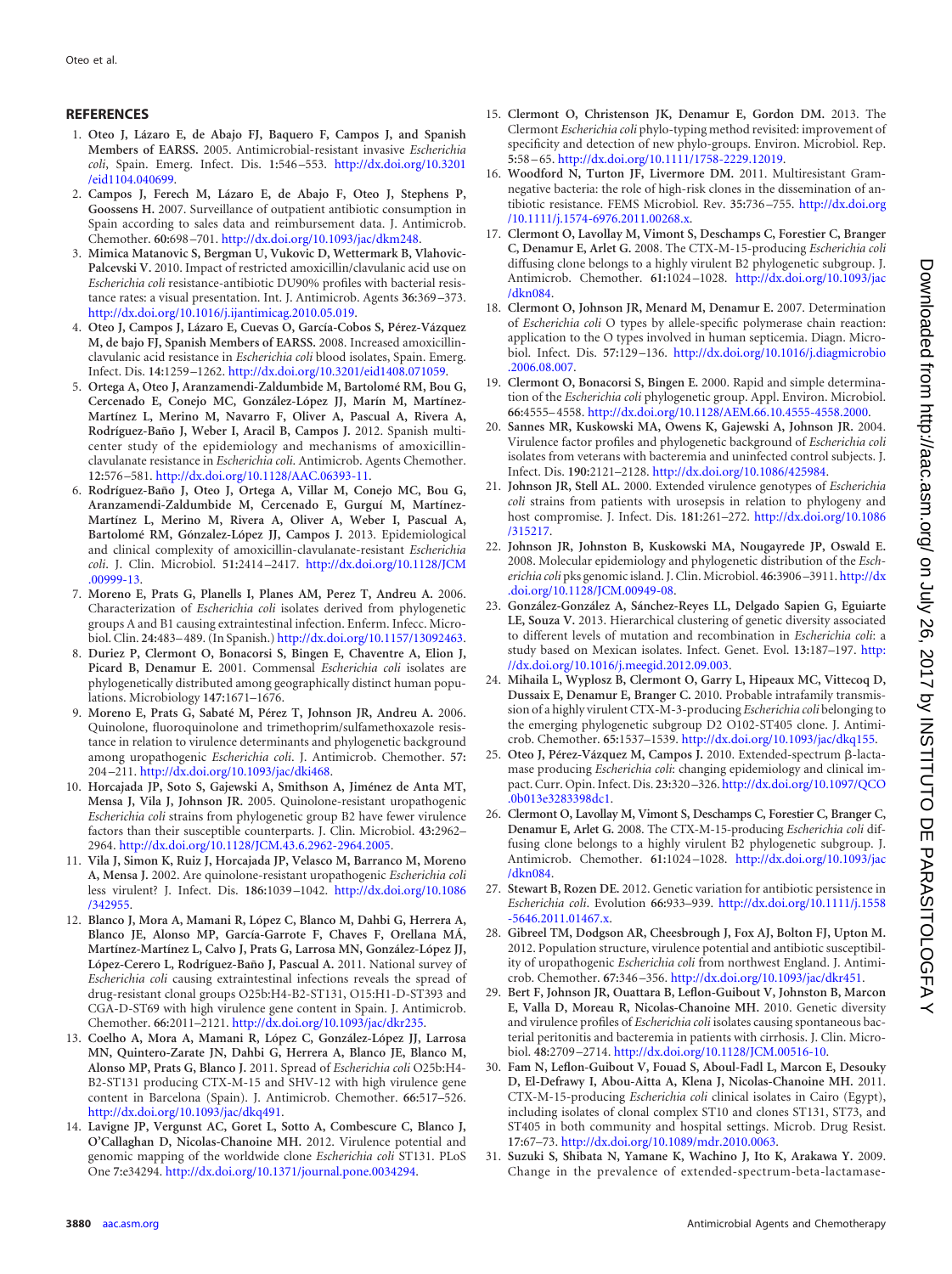## REFERENCES

1. **Oteo J, Lázaro E, de Abajo FJ, Baquero F, Campos J, and Spanish Members of EARSS.** 2005. Antimicrobial-resistant invasive *Escherichia coli*, Spain. Emerg. Infect. Dis. **1:**546–553. http://dx.doi.org/10.3201/eid1104.040699.
2. **Campos J, Ferech M, Lázaro E, de Abajo F, Oteo J, Stephens P, Goossens H.** 2007. Surveillance of outpatient antibiotic consumption in Spain according to sales data and reimbursement data. J. Antimicrob. Chemother. **60:**698–701. http://dx.doi.org/10.1093/jac/dkm248.
3. **Mimica Matanovic S, Bergman U, Vukovic D, Wettermark B, Vlahovic-Palcevski V.** 2010. Impact of restricted amoxicillin/clavulanic acid use on *Escherichia coli* resistance-antibiotic DU90% profiles with bacterial resistance rates: a visual presentation. Int. J. Antimicrob. Agents **36:**369–373. http://dx.doi.org/10.1016/j.ijantimicag.2010.05.019.
4. **Oteo J, Campos J, Lázaro E, Cuevas O, García-Cobos S, Pérez-Vázquez M, de bajo FJ, Spanish Members of EARSS.** 2008. Increased amoxicillin-clavulanic acid resistance in *Escherichia coli* blood isolates, Spain. Emerg. Infect. Dis. **14:**1259–1262. http://dx.doi.org/10.3201/eid1408.071059.
5. **Ortega A, Oteo J, Aranzamendi-Zaldumbide M, Bartolomé RM, Bou G, Cercenado E, Conejo MC, González-López JJ, Marín M, Martínez-Martínez L, Merino M, Navarro F, Oliver A, Pascual A, Rivera A, Rodríguez-Baño J, Weber I, Aracil B, Campos J.** 2012. Spanish multicenter study of the epidemiology and mechanisms of amoxicillin-clavulanate resistance in *Escherichia coli*. Antimicrob. Agents Chemother. **12:**576–581. http://dx.doi.org/10.1128/AAC.06393-11.
6. **Rodríguez-Baño J, Oteo J, Ortega A, Villar M, Conejo MC, Bou G, Aranzamendi-Zaldumbide M, Cercenado E, Gurguí M, Martínez-Martínez L, Merino M, Rivera A, Oliver A, Weber I, Pascual A, Bartolomé RM, Gónzalez-López JJ, Campos J.** 2013. Epidemiological and clinical complexity of amoxicillin-clavulanate-resistant *Escherichia coli*. J. Clin. Microbiol. **51:**2414–2417. http://dx.doi.org/10.1128/JCM.00999-13.
7. **Moreno E, Prats G, Planells I, Planes AM, Perez T, Andreu A.** 2006. Characterization of *Escherichia coli* isolates derived from phylogenetic groups A and B1 causing extraintestinal infection. Enferm. Infecc. Microbiol. Clin. **24:**483–489. (In Spanish.) http://dx.doi.org/10.1157/13092463.
8. **Duriez P, Clermont O, Bonacorsi S, Bingen E, Chaventre A, Elion J, Picard B, Denamur E.** 2001. Commensal *Escherichia coli* isolates are phylogenetically distributed among geographically distinct human populations. Microbiology **147:**1671–1676.
9. **Moreno E, Prats G, Sabaté M, Pérez T, Johnson JR, Andreu A.** 2006. Quinolone, fluoroquinolone and trimethoprim/sulfamethoxazole resistance in relation to virulence determinants and phylogenetic background among uropathogenic *Escherichia coli*. J. Antimicrob. Chemother. **57:**204–211. http://dx.doi.org/10.1093/jac/dki468.
10. **Horcajada JP, Soto S, Gajewski A, Smithson A, Jiménez de Anta MT, Mensa J, Vila J, Johnson JR.** 2005. Quinolone-resistant uropathogenic *Escherichia coli* strains from phylogenetic group B2 have fewer virulence factors than their susceptible counterparts. J. Clin. Microbiol. **43:**2962–2964. http://dx.doi.org/10.1128/JCM.43.6.2962-2964.2005.
11. **Vila J, Simon K, Ruiz J, Horcajada JP, Velasco M, Barranco M, Moreno A, Mensa J.** 2002. Are quinolone-resistant uropathogenic *Escherichia coli* less virulent? J. Infect. Dis. **186:**1039–1042. http://dx.doi.org/10.1086/342955.
12. **Blanco J, Mora A, Mamani R, López C, Blanco M, Dahbi G, Herrera A, Blanco JE, Alonso MP, García-Garrote F, Chaves F, Orellana MÁ, Martínez-Martínez L, Calvo J, Prats G, Larrosa MN, González-López JJ, López-Cerero L, Rodríguez-Baño J, Pascual A.** 2011. National survey of *Escherichia coli* causing extraintestinal infections reveals the spread of drug-resistant clonal groups O25b:H4-B2-ST131, O15:H1-D-ST393 and CGA-D-ST69 with high virulence gene content in Spain. J. Antimicrob. Chemother. **66:**2011–2121. http://dx.doi.org/10.1093/jac/dkr235.
13. **Coelho A, Mora A, Mamani R, López C, González-López JJ, Larrosa MN, Quintero-Zarate JN, Dahbi G, Herrera A, Blanco JE, Blanco M, Alonso MP, Prats G, Blanco J.** 2011. Spread of *Escherichia coli* O25b:H4-B2-ST131 producing CTX-M-15 and SHV-12 with high virulence gene content in Barcelona (Spain). J. Antimicrob. Chemother. **66:**517–526. http://dx.doi.org/10.1093/jac/dkq491.
14. **Lavigne JP, Vergunst AC, Goret L, Sotto A, Combescure C, Blanco J, O'Callaghan D, Nicolas-Chanoine MH.** 2012. Virulence potential and genomic mapping of the worldwide clone *Escherichia coli* ST131. PLoS One **7:**e34294. http://dx.doi.org/10.1371/journal.pone.0034294.
15. **Clermont O, Christenson JK, Denamur E, Gordon DM.** 2013. The Clermont *Escherichia coli* phylo-typing method revisited: improvement of specificity and detection of new phylo-groups. Environ. Microbiol. Rep. **5:**58–65. http://dx.doi.org/10.1111/1758-2229.12019.
16. **Woodford N, Turton JF, Livermore DM.** 2011. Multiresistant Gram-negative bacteria: the role of high-risk clones in the dissemination of antibiotic resistance. FEMS Microbiol. Rev. **35:**736–755. http://dx.doi.org/10.1111/j.1574-6976.2011.00268.x.
17. **Clermont O, Lavollay M, Vimont S, Deschamps C, Forestier C, Branger C, Denamur E, Arlet G.** 2008. The CTX-M-15-producing *Escherichia coli* diffusing clone belongs to a highly virulent B2 phylogenetic subgroup. J. Antimicrob. Chemother. **61:**1024–1028. http://dx.doi.org/10.1093/jac/dkn084.
18. **Clermont O, Johnson JR, Menard M, Denamur E.** 2007. Determination of *Escherichia coli* O types by allele-specific polymerase chain reaction: application to the O types involved in human septicemia. Diagn. Microbiol. Infect. Dis. **57:**129–136. http://dx.doi.org/10.1016/j.diagmicrobio.2006.08.007.
19. **Clermont O, Bonacorsi S, Bingen E.** 2000. Rapid and simple determination of the *Escherichia coli* phylogenetic group. Appl. Environ. Microbiol. **66:**4555–4558. http://dx.doi.org/10.1128/AEM.66.10.4555-4558.2000.
20. **Sannes MR, Kuskowski MA, Owens K, Gajewski A, Johnson JR.** 2004. Virulence factor profiles and phylogenetic background of *Escherichia coli* isolates from veterans with bacteremia and uninfected control subjects. J. Infect. Dis. **190:**2121–2128. http://dx.doi.org/10.1086/425984.
21. **Johnson JR, Stell AL.** 2000. Extended virulence genotypes of *Escherichia coli* strains from patients with urosepsis in relation to phylogeny and host compromise. J. Infect. Dis. **181:**261–272. http://dx.doi.org/10.1086/315217.
22. **Johnson JR, Johnston B, Kuskowski MA, Nougayrede JP, Oswald E.** 2008. Molecular epidemiology and phylogenetic distribution of the *Escherichia coli* pks genomic island. J. Clin. Microbiol. **46:**3906–3911. http://dx.doi.org/10.1128/JCM.00949-08.
23. **González-González A, Sánchez-Reyes LL, Delgado Sapien G, Eguiarte LE, Souza V.** 2013. Hierarchical clustering of genetic diversity associated to different levels of mutation and recombination in *Escherichia coli*: a study based on Mexican isolates. Infect. Genet. Evol. **13:**187–197. http://dx.doi.org/10.1016/j.meegid.2012.09.003.
24. **Mihaila L, Wyplosz B, Clermont O, Garry L, Hipeaux MC, Vittecoq D, Dussaix E, Denamur E, Branger C.** 2010. Probable intrafamily transmission of a highly virulent CTX-M-3-producing *Escherichia coli* belonging to the emerging phylogenetic subgroup D2 O102-ST405 clone. J. Antimicrob. Chemother. **65:**1537–1539. http://dx.doi.org/10.1093/jac/dkq155.
25. **Oteo J, Pérez-Vázquez M, Campos J.** 2010. Extended-spectrum β-lactamase producing *Escherichia coli*: changing epidemiology and clinical impact. Curr. Opin. Infect. Dis. **23:**320–326. http://dx.doi.org/10.1097/QCO.0b013e3283398dc1.
26. **Clermont O, Lavollay M, Vimont S, Deschamps C, Forestier C, Branger C, Denamur E, Arlet G.** 2008. The CTX-M-15-producing *Escherichia coli* diffusing clone belongs to a highly virulent B2 phylogenetic subgroup. J. Antimicrob. Chemother. **61:**1024–1028. http://dx.doi.org/10.1093/jac/dkn084.
27. **Stewart B, Rozen DE.** 2012. Genetic variation for antibiotic persistence in *Escherichia coli*. Evolution **66:**933–939. http://dx.doi.org/10.1111/j.1558-5646.2011.01467.x.
28. **Gibreel TM, Dodgson AR, Cheesbrough J, Fox AJ, Bolton FJ, Upton M.** 2012. Population structure, virulence potential and antibiotic susceptibility of uropathogenic *Escherichia coli* from northwest England. J. Antimicrob. Chemother. **67:**346–356. http://dx.doi.org/10.1093/jac/dkr451.
29. **Bert F, Johnson JR, Ouattara B, Leflon-Guibout V, Johnston B, Marcon E, Valla D, Moreau R, Nicolas-Chanoine MH.** 2010. Genetic diversity and virulence profiles of *Escherichia coli* isolates causing spontaneous bacterial peritonitis and bacteremia in patients with cirrhosis. J. Clin. Microbiol. **48:**2709–2714. http://dx.doi.org/10.1128/JCM.00516-10.
30. **Fam N, Leflon-Guibout V, Fouad S, Aboul-Fadl L, Marcon E, Desouky D, El-Defrawy I, Abou-Aitta A, Klena J, Nicolas-Chanoine MH.** 2011. CTX-M-15-producing *Escherichia coli* clinical isolates in Cairo (Egypt), including isolates of clonal complex ST10 and clones ST131, ST73, and ST405 in both community and hospital settings. Microb. Drug Resist. **17:**67–73. http://dx.doi.org/10.1089/mdr.2010.0063.
31. **Suzuki S, Shibata N, Yamane K, Wachino J, Ito K, Arakawa Y.** 2009. Change in the prevalence of extended-spectrum-beta-lactamase-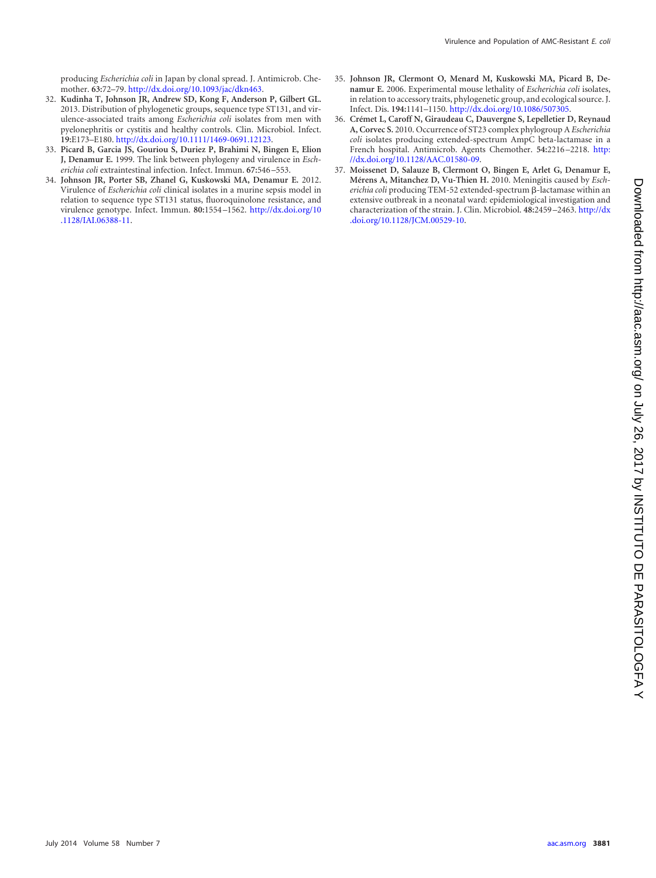producing *Escherichia coli* in Japan by clonal spread. J. Antimicrob. Chemother. **63:**72–79. http://dx.doi.org/10.1093/jac/dkn463.

32. **Kudinha T, Johnson JR, Andrew SD, Kong F, Anderson P, Gilbert GL.** 2013. Distribution of phylogenetic groups, sequence type ST131, and virulence-associated traits among *Escherichia coli* isolates from men with pyelonephritis or cystitis and healthy controls. Clin. Microbiol. Infect. **19:**E173–E180. http://dx.doi.org/10.1111/1469-0691.12123.
33. **Picard B, Garcia JS, Gouriou S, Duriez P, Brahimi N, Bingen E, Elion J, Denamur E.** 1999. The link between phylogeny and virulence in *Escherichia coli* extraintestinal infection. Infect. Immun. **67:**546–553.
34. **Johnson JR, Porter SB, Zhanel G, Kuskowski MA, Denamur E.** 2012. Virulence of *Escherichia coli* clinical isolates in a murine sepsis model in relation to sequence type ST131 status, fluoroquinolone resistance, and virulence genotype. Infect. Immun. **80:**1554–1562. http://dx.doi.org/10.1128/IAI.06388-11.
35. **Johnson JR, Clermont O, Menard M, Kuskowski MA, Picard B, Denamur E.** 2006. Experimental mouse lethality of *Escherichia coli* isolates, in relation to accessory traits, phylogenetic group, and ecological source. J. Infect. Dis. **194:**1141–1150. http://dx.doi.org/10.1086/507305.
36. **Crémet L, Caroff N, Giraudeau C, Dauvergne S, Lepelletier D, Reynaud A, Corvec S.** 2010. Occurrence of ST23 complex phylogroup A *Escherichia coli* isolates producing extended-spectrum AmpC beta-lactamase in a French hospital. Antimicrob. Agents Chemother. **54:**2216–2218. http://dx.doi.org/10.1128/AAC.01580-09.
37. **Moissenet D, Salauze B, Clermont O, Bingen E, Arlet G, Denamur E, Mérens A, Mitanchez D, Vu-Thien H.** 2010. Meningitis caused by *Escherichia coli* producing TEM-52 extended-spectrum β-lactamase within an extensive outbreak in a neonatal ward: epidemiological investigation and characterization of the strain. J. Clin. Microbiol. **48:**2459–2463. http://dx.doi.org/10.1128/JCM.00529-10.